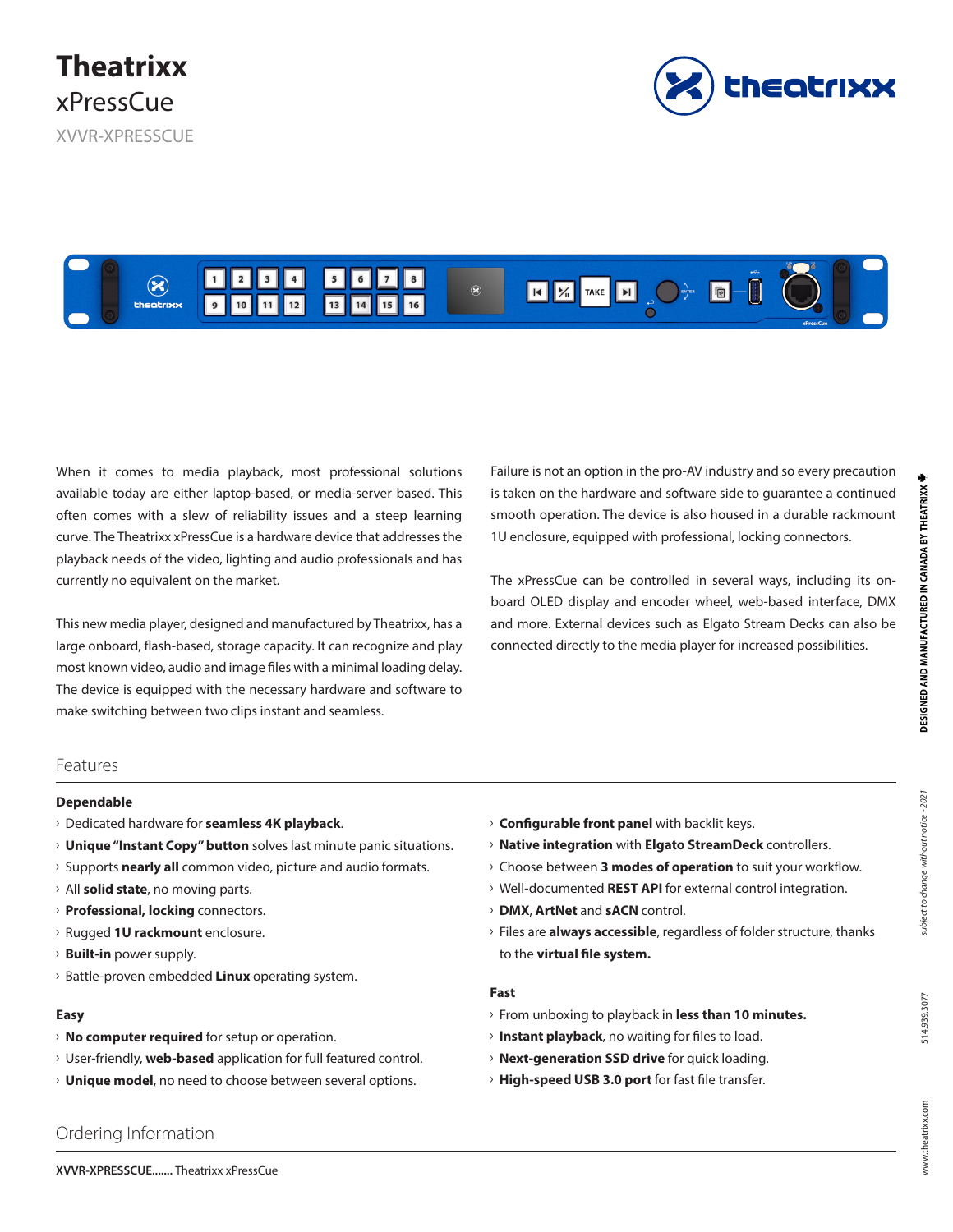# Theatrixx

## xPressCue

XVVR-XPRESSCUE

When it comes to media playback, most professional solutions available today are either laptop-based, or media-server based. This often comes with a slew of reliability issues and a steep learning curve. The Theatrixx xPressCue is a hardware device that addresses the playback needs of the video, lighting and audio professionals and has currently no equivalent on the market.

This new media player, designed and manufactured by Theatrixx, has a large onboard, flash-based, storage capacity. It can recognize and play most known video, audio and image files with a minimal loading delay. The device is equipped with the necessary hardware and software to make switching between two clips instant and seamless.

Failure is not an option in the pro-AV industry and so every precaution is taken on the hardware and software side to guarantee a continued smooth operation. The device is also housed in a durable rackmount 1U enclosure, equipped with professional, locking connectors.

The xPressCue can be controlled in several ways, including its on-board OLED display and encoder wheel, web-based interface, DMX and more. External devices such as Elgato Stream Decks can also be connected directly to the media player for increased possibilities.

## Features

### Dependable

- Dedicated hardware for **seamless 4K playback**.
- **Unique "Instant Copy" button** solves last minute panic situations.
- Supports **nearly all** common video, picture and audio formats.
- All **solid state**, no moving parts.
- **Professional, locking** connectors.
- Rugged **1U rackmount** enclosure.
- **Built-in** power supply.
- Battle-proven embedded **Linux** operating system.

### Easy

- **No computer required** for setup or operation.
- User-friendly, **web-based** application for full featured control.
- **Unique model**, no need to choose between several options.
- **Configurable front panel** with backlit keys.
- **Native integration** with **Elgato StreamDeck** controllers.
- Choose between **3 modes of operation** to suit your workflow.
- Well-documented **REST API** for external control integration.
- **DMX**, **ArtNet** and **sACN** control.
- Files are **always accessible**, regardless of folder structure, thanks to the **virtual file system.**

### Fast

- From unboxing to playback in **less than 10 minutes.**
- **Instant playback**, no waiting for files to load.
- **Next-generation SSD drive** for quick loading.
- **High-speed USB 3.0 port** for fast file transfer.

## Ordering Information

**XVVR-XPRESSCUE.......** Theatrixx xPressCue

DESIGNED AND MANUFACTURED IN CANADA BY THEATRIXX

*subject to change without notice - 2021*

514.939.3077

www.theatrixx.com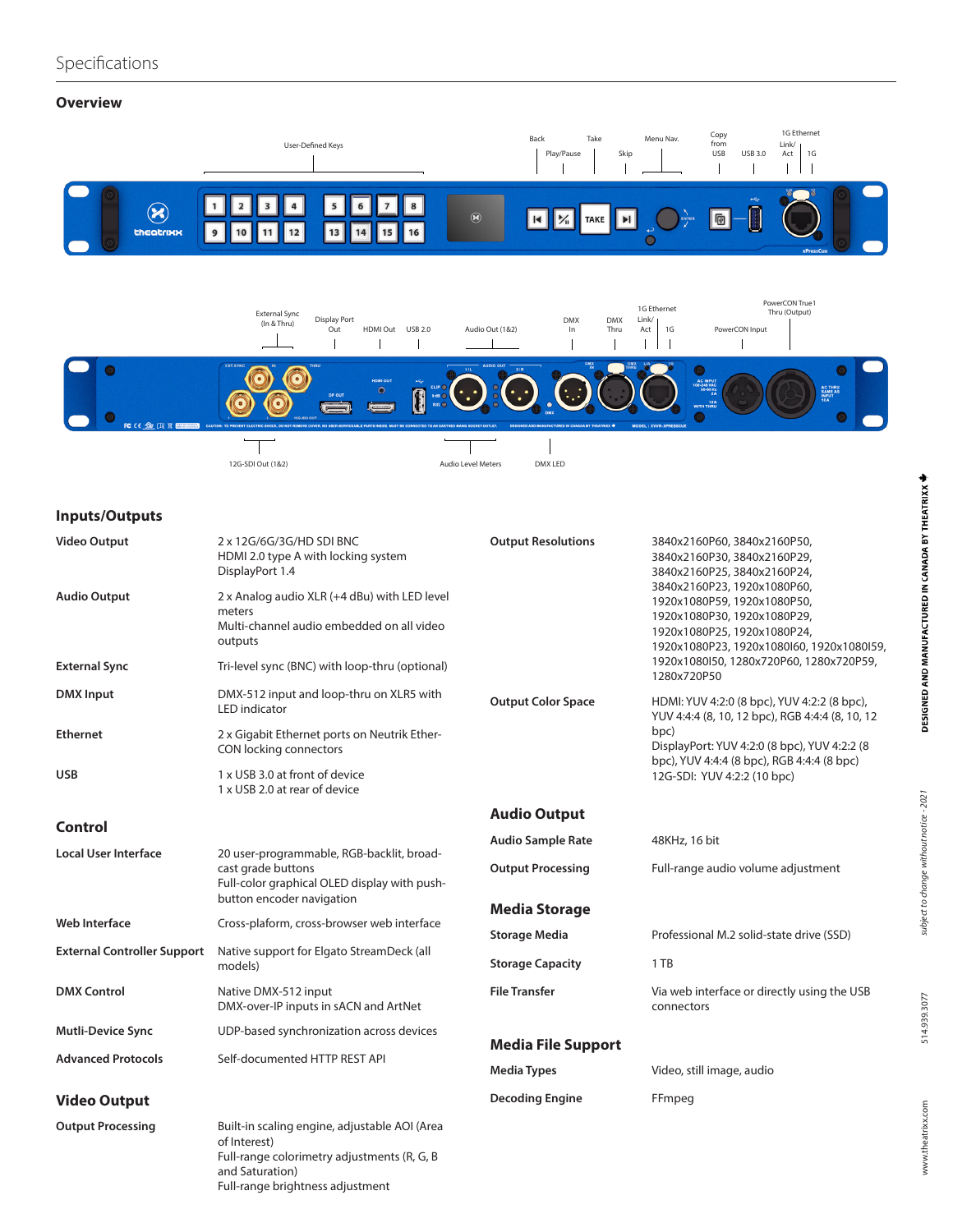# Specifications

## Overview

User-Defined Keys · Back · Play/Pause · Take · Skip · Menu Nav. · Copy from USB · USB 3.0 · 1G Ethernet Link/Act · 1G

External Sync (In & Thru) · Display Port Out · HDMI Out · USB 2.0 · Audio Out (1&2) · DMX In · DMX Thru · 1G Ethernet Link/Act · 1G · PowerCON Input · PowerCON True1 Thru (Output) · 12G-SDI Out (1&2) · Audio Level Meters · DMX LED

## Inputs/Outputs

| | |
|---|---|
| **Video Output** | 2 x 12G/6G/3G/HD SDI BNC<br>HDMI 2.0 type A with locking system<br>DisplayPort 1.4 |
| **Audio Output** | 2 x Analog audio XLR (+4 dBu) with LED level meters<br>Multi-channel audio embedded on all video outputs |
| **External Sync** | Tri-level sync (BNC) with loop-thru (optional) |
| **DMX Input** | DMX-512 input and loop-thru on XLR5 with LED indicator |
| **Ethernet** | 2 x Gigabit Ethernet ports on Neutrik Ether-CON locking connectors |
| **USB** | 1 x USB 3.0 at front of device<br>1 x USB 2.0 at rear of device |

## Control

| | |
|---|---|
| **Local User Interface** | 20 user-programmable, RGB-backlit, broad-cast grade buttons<br>Full-color graphical OLED display with push-button encoder navigation |
| **Web Interface** | Cross-plaform, cross-browser web interface |
| **External Controller Support** | Native support for Elgato StreamDeck (all models) |
| **DMX Control** | Native DMX-512 input<br>DMX-over-IP inputs in sACN and ArtNet |
| **Mutli-Device Sync** | UDP-based synchronization across devices |
| **Advanced Protocols** | Self-documented HTTP REST API |

## Video Output

| | |
|---|---|
| **Output Processing** | Built-in scaling engine, adjustable AOI (Area of Interest)<br>Full-range colorimetry adjustments (R, G, B and Saturation)<br>Full-range brightness adjustment |
| **Output Resolutions** | 3840x2160P60, 3840x2160P50, 3840x2160P30, 3840x2160P29, 3840x2160P25, 3840x2160P24, 3840x2160P23, 1920x1080P60, 1920x1080P59, 1920x1080P50, 1920x1080P30, 1920x1080P29, 1920x1080P25, 1920x1080P24, 1920x1080P23, 1920x1080I60, 1920x1080I59, 1920x1080I50, 1280x720P60, 1280x720P59, 1280x720P50 |
| **Output Color Space** | HDMI: YUV 4:2:0 (8 bpc), YUV 4:2:2 (8 bpc), YUV 4:4:4 (8, 10, 12 bpc), RGB 4:4:4 (8, 10, 12 bpc)<br>DisplayPort: YUV 4:2:0 (8 bpc), YUV 4:2:2 (8 bpc), YUV 4:4:4 (8 bpc), RGB 4:4:4 (8 bpc)<br>12G-SDI: YUV 4:2:2 (10 bpc) |

## Audio Output

| | |
|---|---|
| **Audio Sample Rate** | 48KHz, 16 bit |
| **Output Processing** | Full-range audio volume adjustment |

## Media Storage

| | |
|---|---|
| **Storage Media** | Professional M.2 solid-state drive (SSD) |
| **Storage Capacity** | 1 TB |
| **File Transfer** | Via web interface or directly using the USB connectors |

## Media File Support

| | |
|---|---|
| **Media Types** | Video, still image, audio |
| **Decoding Engine** | FFmpeg |

DESIGNED AND MANUFACTURED IN CANADA BY THEATRIXX

*subject to change without notice - 2021*

514.939.3077

www.theatrixx.com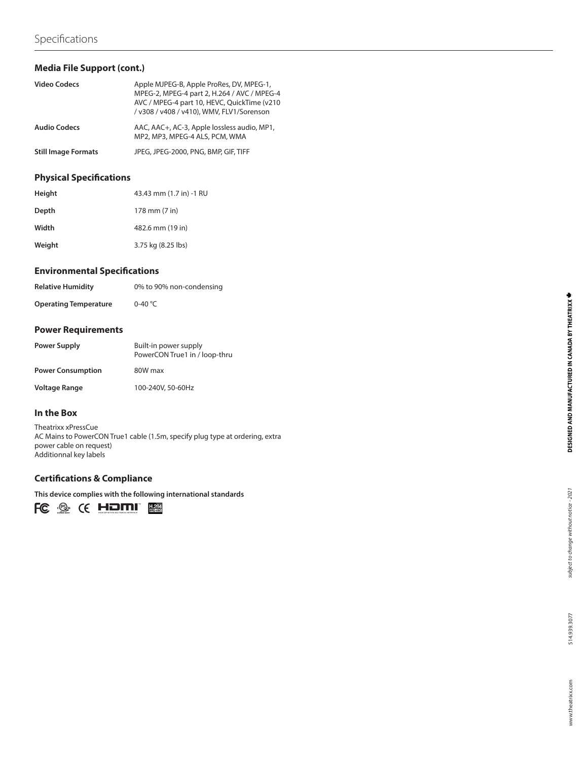# Specifications

## Media File Support (cont.)

| | |
|---|---|
| **Video Codecs** | Apple MJPEG-B, Apple ProRes, DV, MPEG-1, MPEG-2, MPEG-4 part 2, H.264 / AVC / MPEG-4 AVC / MPEG-4 part 10, HEVC, QuickTime (v210 / v308 / v408 / v410), WMV, FLV1/Sorenson |
| **Audio Codecs** | AAC, AAC+, AC-3, Apple lossless audio, MP1, MP2, MP3, MPEG-4 ALS, PCM, WMA |
| **Still Image Formats** | JPEG, JPEG-2000, PNG, BMP, GIF, TIFF |

## Physical Specifications

| | |
|---|---|
| **Height** | 43.43 mm (1.7 in) -1 RU |
| **Depth** | 178 mm (7 in) |
| **Width** | 482.6 mm (19 in) |
| **Weight** | 3.75 kg (8.25 lbs) |

## Environmental Specifications

| | |
|---|---|
| **Relative Humidity** | 0% to 90% non-condensing |
| **Operating Temperature** | 0-40 °C |

## Power Requirements

| | |
|---|---|
| **Power Supply** | Built-in power supply<br>PowerCON True1 in / loop-thru |
| **Power Consumption** | 80W max |
| **Voltage Range** | 100-240V, 50-60Hz |

## In the Box

Theatrixx xPressCue
AC Mains to PowerCON True1 cable (1.5m, specify plug type at ordering, extra power cable on request)
Additionnal key labels

## Certifications & Compliance

**This device complies with the following international standards**

DESIGNED AND MANUFACTURED IN CANADA BY THEATRIXX

*subject to change without notice - 2021*

514.939.3077

www.theatrixx.com